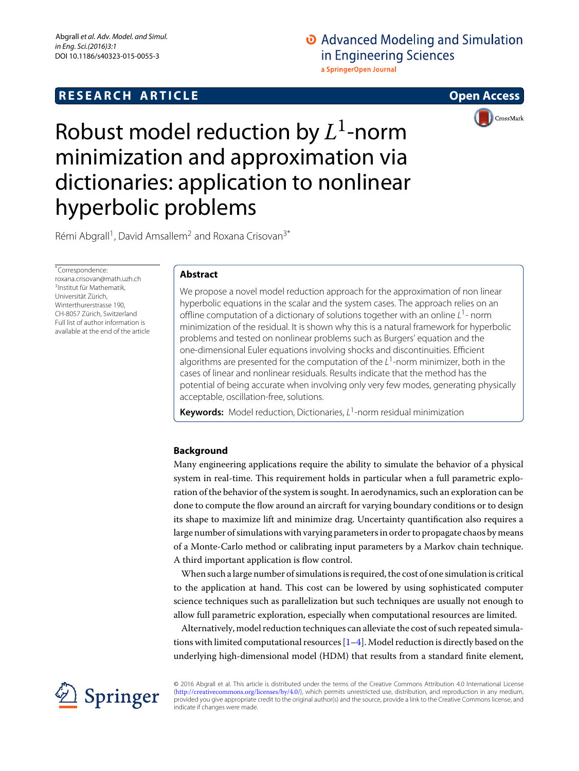RESEARCH ARTICLE

Open Access

# Robust model reduction by $L^1$-norm minimization and approximation via dictionaries: application to nonlinear hyperbolic problems

Rémi Abgrall[1], David Amsallem[2] and Roxana Crisovan[3*]

*Correspondence: roxana.crisovan@math.uzh.ch
[3]Institut für Mathematik, Universität Zürich, Winterthurerstrasse 190, CH-8057 Zürich, Switzerland
Full list of author information is available at the end of the article

## Abstract

We propose a novel model reduction approach for the approximation of non linear hyperbolic equations in the scalar and the system cases. The approach relies on an offline computation of a dictionary of solutions together with an online $L^1$- norm minimization of the residual. It is shown why this is a natural framework for hyperbolic problems and tested on nonlinear problems such as Burgers' equation and the one-dimensional Euler equations involving shocks and discontinuities. Efficient algorithms are presented for the computation of the $L^1$-norm minimizer, both in the cases of linear and nonlinear residuals. Results indicate that the method has the potential of being accurate when involving only very few modes, generating physically acceptable, oscillation-free, solutions.

**Keywords:** Model reduction, Dictionaries, $L^1$-norm residual minimization

## Background

Many engineering applications require the ability to simulate the behavior of a physical system in real-time. This requirement holds in particular when a full parametric exploration of the behavior of the system is sought. In aerodynamics, such an exploration can be done to compute the flow around an aircraft for varying boundary conditions or to design its shape to maximize lift and minimize drag. Uncertainty quantification also requires a large number of simulations with varying parameters in order to propagate chaos by means of a Monte-Carlo method or calibrating input parameters by a Markov chain technique. A third important application is flow control.

When such a large number of simulations is required, the cost of one simulation is critical to the application at hand. This cost can be lowered by using sophisticated computer science techniques such as parallelization but such techniques are usually not enough to allow full parametric exploration, especially when computational resources are limited.

Alternatively, model reduction techniques can alleviate the cost of such repeated simulations with limited computational resources [1–4]. Model reduction is directly based on the underlying high-dimensional model (HDM) that results from a standard finite element,

© 2016 Abgrall et al. This article is distributed under the terms of the Creative Commons Attribution 4.0 International License (http://creativecommons.org/licenses/by/4.0/), which permits unrestricted use, distribution, and reproduction in any medium, provided you give appropriate credit to the original author(s) and the source, provide a link to the Creative Commons license, and indicate if changes were made.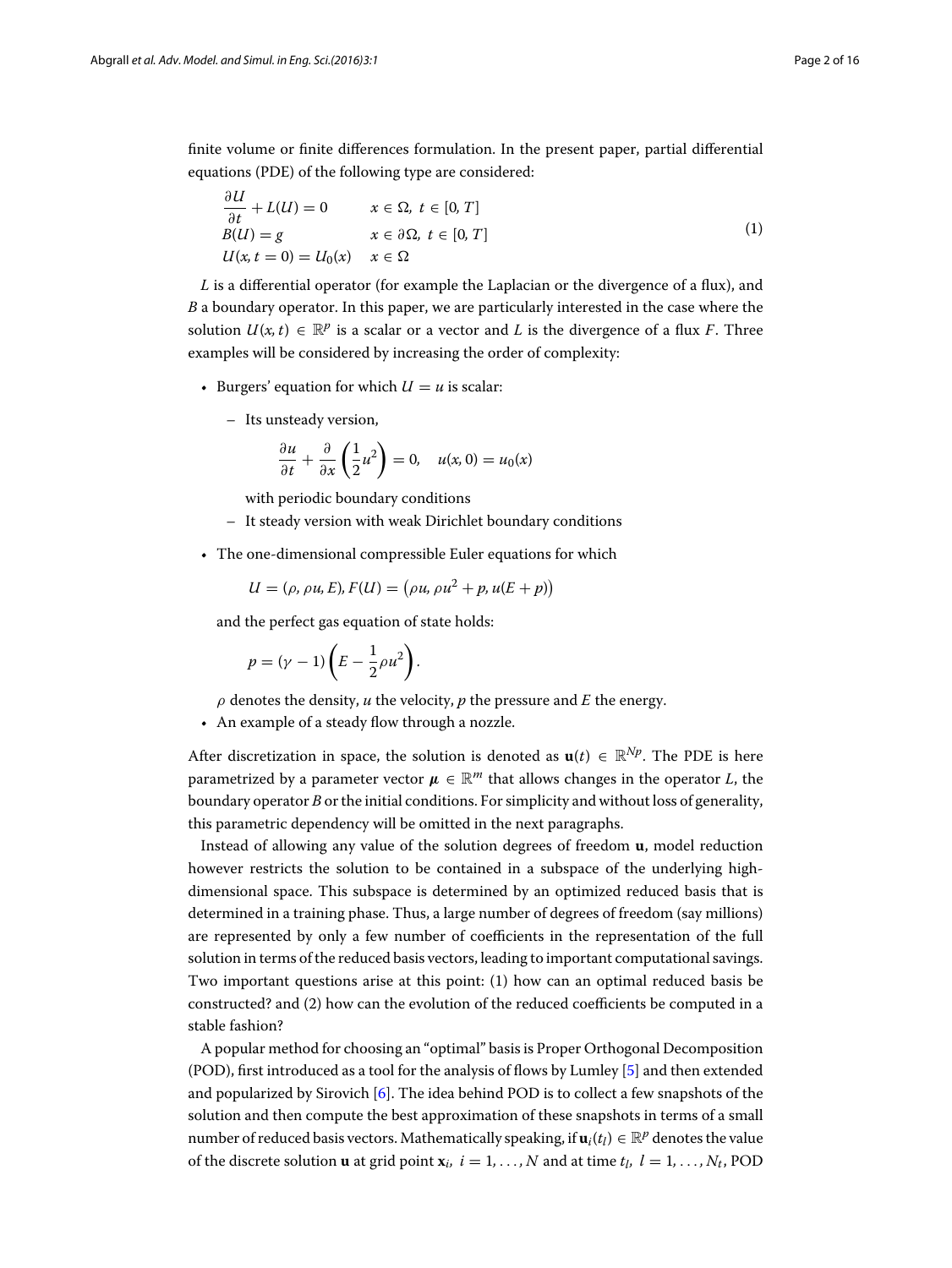finite volume or finite differences formulation. In the present paper, partial differential equations (PDE) of the following type are considered:

$$
\begin{array}{ll}
\dfrac{\partial U}{\partial t} + L(U) = 0 & x \in \Omega,\ t \in [0, T] \\
B(U) = g & x \in \partial\Omega,\ t \in [0, T] \\
U(x, t = 0) = U_0(x) & x \in \Omega
\end{array}
\tag{1}
$$

$L$ is a differential operator (for example the Laplacian or the divergence of a flux), and $B$ a boundary operator. In this paper, we are particularly interested in the case where the solution $U(x, t) \in \mathbb{R}^p$ is a scalar or a vector and $L$ is the divergence of a flux $F$. Three examples will be considered by increasing the order of complexity:

- Burgers' equation for which $U = u$ is scalar:
  - Its unsteady version,

    $$\frac{\partial u}{\partial t} + \frac{\partial}{\partial x}\left(\frac{1}{2}u^2\right) = 0, \quad u(x, 0) = u_0(x)$$

    with periodic boundary conditions
  - It steady version with weak Dirichlet boundary conditions
- The one-dimensional compressible Euler equations for which

  $$U = (\rho, \rho u, E), F(U) = \left(\rho u, \rho u^2 + p, u(E + p)\right)$$

  and the perfect gas equation of state holds:

  $$p = (\gamma - 1)\left(E - \frac{1}{2}\rho u^2\right).$$

  $\rho$ denotes the density, $u$ the velocity, $p$ the pressure and $E$ the energy.
- An example of a steady flow through a nozzle.

After discretization in space, the solution is denoted as $\mathbf{u}(t) \in \mathbb{R}^{Np}$. The PDE is here parametrized by a parameter vector $\boldsymbol{\mu} \in \mathbb{R}^m$ that allows changes in the operator $L$, the boundary operator $B$ or the initial conditions. For simplicity and without loss of generality, this parametric dependency will be omitted in the next paragraphs.

Instead of allowing any value of the solution degrees of freedom $\mathbf{u}$, model reduction however restricts the solution to be contained in a subspace of the underlying high-dimensional space. This subspace is determined by an optimized reduced basis that is determined in a training phase. Thus, a large number of degrees of freedom (say millions) are represented by only a few number of coefficients in the representation of the full solution in terms of the reduced basis vectors, leading to important computational savings. Two important questions arise at this point: (1) how can an optimal reduced basis be constructed? and (2) how can the evolution of the reduced coefficients be computed in a stable fashion?

A popular method for choosing an "optimal" basis is Proper Orthogonal Decomposition (POD), first introduced as a tool for the analysis of flows by Lumley [5] and then extended and popularized by Sirovich [6]. The idea behind POD is to collect a few snapshots of the solution and then compute the best approximation of these snapshots in terms of a small number of reduced basis vectors. Mathematically speaking, if $\mathbf{u}_i(t_l) \in \mathbb{R}^p$ denotes the value of the discrete solution $\mathbf{u}$ at grid point $\mathbf{x}_i,\ i = 1, \ldots, N$ and at time $t_l,\ l = 1, \ldots, N_t$, POD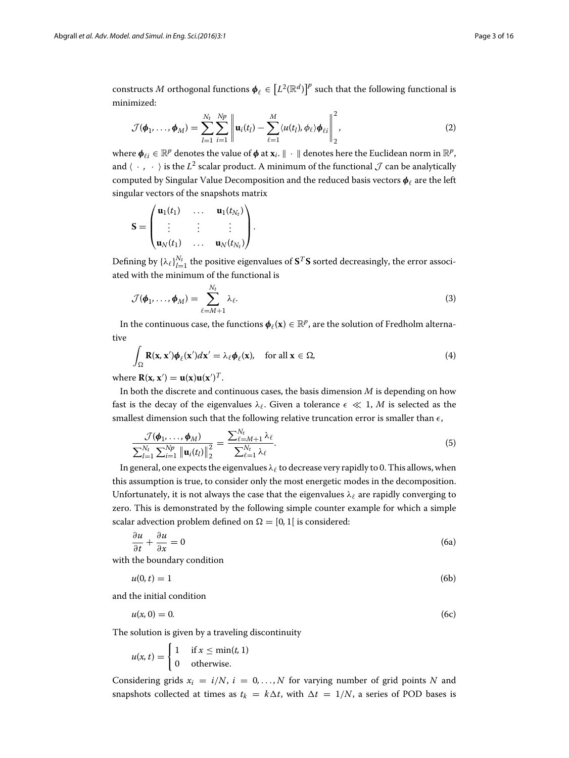constructs $M$ orthogonal functions $\boldsymbol{\phi}_\ell \in \left[L^2(\mathbb{R}^d)\right]^p$ such that the following functional is minimized:

$$\mathcal{J}(\boldsymbol{\phi}_1, \ldots, \boldsymbol{\phi}_M) = \sum_{l=1}^{N_t} \sum_{i=1}^{Np} \left\| \mathbf{u}_i(t_l) - \sum_{\ell=1}^{M} \langle u(t_l), \phi_\ell \rangle \boldsymbol{\phi}_{\ell i} \right\|_2^2, \tag{2}$$

where $\boldsymbol{\phi}_{\ell i} \in \mathbb{R}^p$ denotes the value of $\boldsymbol{\phi}$ at $\mathbf{x}_i$. $\| \cdot \|$ denotes here the Euclidean norm in $\mathbb{R}^p$, and $\langle \cdot , \cdot \rangle$ is the $L^2$ scalar product. A minimum of the functional $\mathcal{J}$ can be analytically computed by Singular Value Decomposition and the reduced basis vectors $\boldsymbol{\phi}_\ell$ are the left singular vectors of the snapshots matrix

$$\mathbf{S} = \begin{pmatrix} \mathbf{u}_1(t_1) & \ldots & \mathbf{u}_1(t_{N_t}) \\ \vdots & \vdots & \vdots \\ \mathbf{u}_N(t_1) & \ldots & \mathbf{u}_N(t_{N_t}) \end{pmatrix}.$$

Defining by $\{\lambda_\ell\}_{l=1}^{N_t}$ the positive eigenvalues of $\mathbf{S}^T\mathbf{S}$ sorted decreasingly, the error associated with the minimum of the functional is

$$\mathcal{J}(\boldsymbol{\phi}_1, \ldots, \boldsymbol{\phi}_M) = \sum_{\ell=M+1}^{N_t} \lambda_\ell. \tag{3}$$

In the continuous case, the functions $\boldsymbol{\phi}_\ell(\mathbf{x}) \in \mathbb{R}^p$, are the solution of Fredholm alternative

$$\int_\Omega \mathbf{R}(\mathbf{x}, \mathbf{x}')\boldsymbol{\phi}_\ell(\mathbf{x}')d\mathbf{x}' = \lambda_\ell \boldsymbol{\phi}_\ell(\mathbf{x}), \quad \text{for all } \mathbf{x} \in \Omega, \tag{4}$$

where $\mathbf{R}(\mathbf{x}, \mathbf{x}') = \mathbf{u}(\mathbf{x})\mathbf{u}(\mathbf{x}')^T$.

In both the discrete and continuous cases, the basis dimension $M$ is depending on how fast is the decay of the eigenvalues $\lambda_\ell$. Given a tolerance $\epsilon \ll 1$, $M$ is selected as the smallest dimension such that the following relative truncation error is smaller than $\epsilon$,

$$\frac{\mathcal{J}(\boldsymbol{\phi}_1, \ldots, \boldsymbol{\phi}_M)}{\sum_{l=1}^{N_t} \sum_{i=1}^{Np} \left\| \mathbf{u}_i(t_l) \right\|_2^2} = \frac{\sum_{\ell=M+1}^{N_t} \lambda_\ell}{\sum_{\ell=1}^{N_t} \lambda_\ell}. \tag{5}$$

In general, one expects the eigenvalues $\lambda_\ell$ to decrease very rapidly to 0. This allows, when this assumption is true, to consider only the most energetic modes in the decomposition. Unfortunately, it is not always the case that the eigenvalues $\lambda_\ell$ are rapidly converging to zero. This is demonstrated by the following simple counter example for which a simple scalar advection problem defined on $\Omega = [0, 1[$ is considered:

$$\frac{\partial u}{\partial t} + \frac{\partial u}{\partial x} = 0 \tag{6a}$$

with the boundary condition

$$u(0, t) = 1 \tag{6b}$$

and the initial condition

$$u(x, 0) = 0. \tag{6c}$$

The solution is given by a traveling discontinuity

$$u(x, t) = \begin{cases} 1 & \text{if } x \leq \min(t, 1) \\ 0 & \text{otherwise.} \end{cases}$$

Considering grids $x_i = i/N$, $i = 0, \ldots, N$ for varying number of grid points $N$ and snapshots collected at times as $t_k = k\Delta t$, with $\Delta t = 1/N$, a series of POD bases is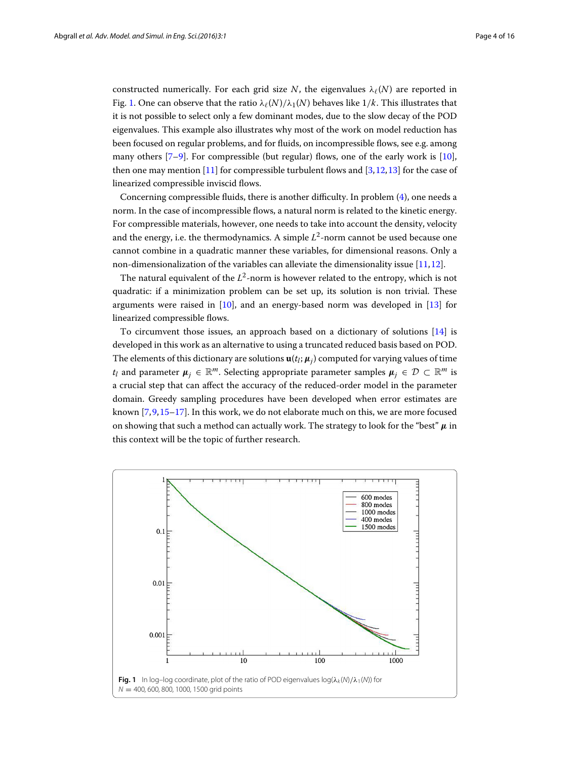constructed numerically. For each grid size $N$, the eigenvalues $\lambda_\ell(N)$ are reported in Fig. 1. One can observe that the ratio $\lambda_\ell(N)/\lambda_1(N)$ behaves like $1/k$. This illustrates that it is not possible to select only a few dominant modes, due to the slow decay of the POD eigenvalues. This example also illustrates why most of the work on model reduction has been focused on regular problems, and for fluids, on incompressible flows, see e.g. among many others [7–9]. For compressible (but regular) flows, one of the early work is [10], then one may mention [11] for compressible turbulent flows and [3, 12, 13] for the case of linearized compressible inviscid flows.

Concerning compressible fluids, there is another difficulty. In problem (4), one needs a norm. In the case of incompressible flows, a natural norm is related to the kinetic energy. For compressible materials, however, one needs to take into account the density, velocity and the energy, i.e. the thermodynamics. A simple $L^2$-norm cannot be used because one cannot combine in a quadratic manner these variables, for dimensional reasons. Only a non-dimensionalization of the variables can alleviate the dimensionality issue [11, 12].

The natural equivalent of the $L^2$-norm is however related to the entropy, which is not quadratic: if a minimization problem can be set up, its solution is non trivial. These arguments were raised in [10], and an energy-based norm was developed in [13] for linearized compressible flows.

To circumvent those issues, an approach based on a dictionary of solutions [14] is developed in this work as an alternative to using a truncated reduced basis based on POD. The elements of this dictionary are solutions $\mathbf{u}(t_l; \boldsymbol{\mu}_j)$ computed for varying values of time $t_l$ and parameter $\boldsymbol{\mu}_j \in \mathbb{R}^m$. Selecting appropriate parameter samples $\boldsymbol{\mu}_j \in \mathcal{D} \subset \mathbb{R}^m$ is a crucial step that can affect the accuracy of the reduced-order model in the parameter domain. Greedy sampling procedures have been developed when error estimates are known [7, 9, 15–17]. In this work, we do not elaborate much on this, we are more focused on showing that such a method can actually work. The strategy to look for the "best" $\boldsymbol{\mu}$ in this context will be the topic of further research.

**Fig. 1** In log–log coordinate, plot of the ratio of POD eigenvalues $\log(\lambda_k(N)/\lambda_1(N))$ for $N = 400, 600, 800, 1000, 1500$ grid points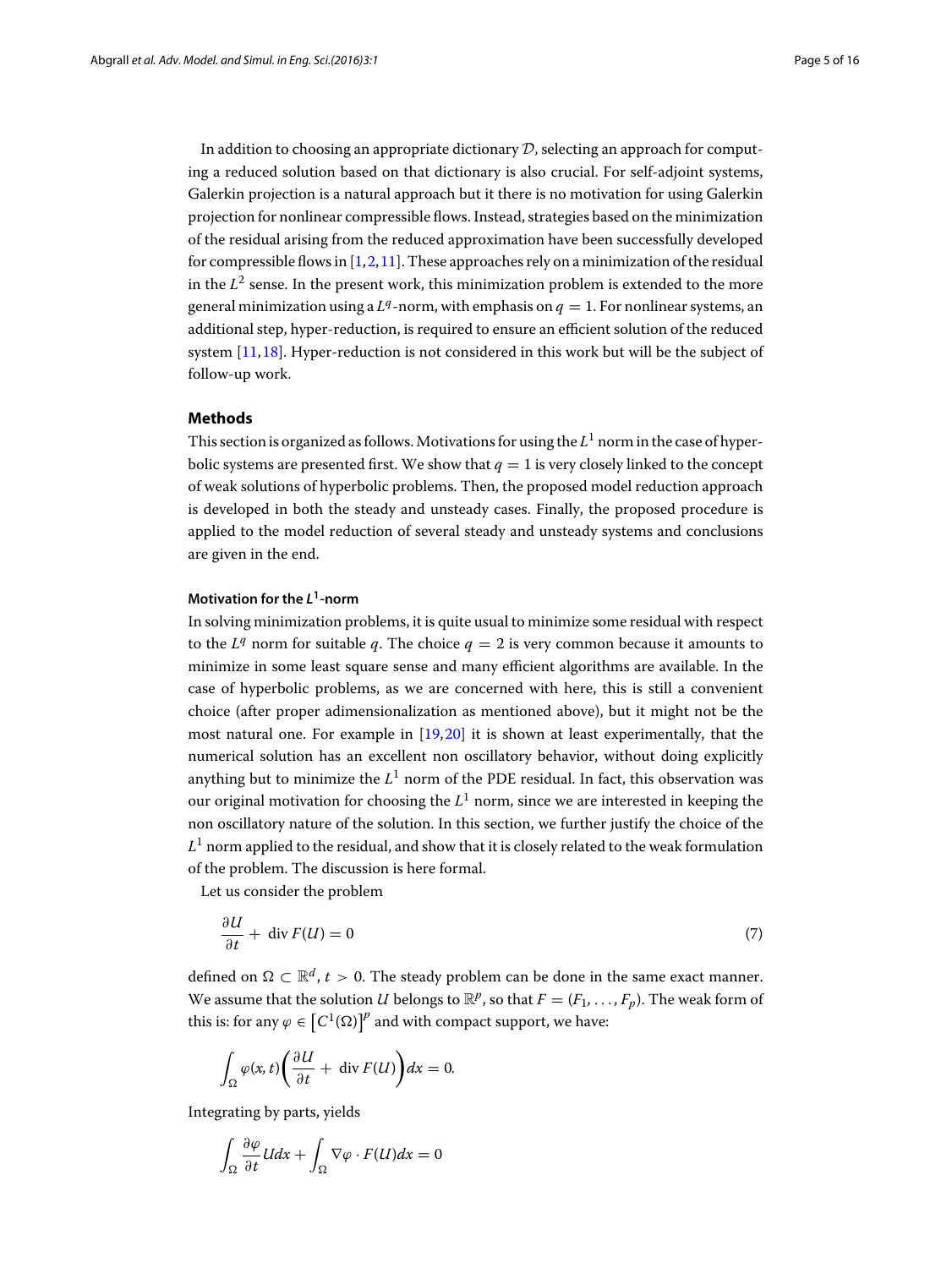In addition to choosing an appropriate dictionary $\mathcal{D}$, selecting an approach for computing a reduced solution based on that dictionary is also crucial. For self-adjoint systems, Galerkin projection is a natural approach but it there is no motivation for using Galerkin projection for nonlinear compressible flows. Instead, strategies based on the minimization of the residual arising from the reduced approximation have been successfully developed for compressible flows in [1,2,11]. These approaches rely on a minimization of the residual in the $L^2$ sense. In the present work, this minimization problem is extended to the more general minimization using a $L^q$-norm, with emphasis on $q = 1$. For nonlinear systems, an additional step, hyper-reduction, is required to ensure an efficient solution of the reduced system [11,18]. Hyper-reduction is not considered in this work but will be the subject of follow-up work.

## Methods

This section is organized as follows. Motivations for using the $L^1$ norm in the case of hyperbolic systems are presented first. We show that $q = 1$ is very closely linked to the concept of weak solutions of hyperbolic problems. Then, the proposed model reduction approach is developed in both the steady and unsteady cases. Finally, the proposed procedure is applied to the model reduction of several steady and unsteady systems and conclusions are given in the end.

### Motivation for the $L^1$-norm

In solving minimization problems, it is quite usual to minimize some residual with respect to the $L^q$ norm for suitable $q$. The choice $q = 2$ is very common because it amounts to minimize in some least square sense and many efficient algorithms are available. In the case of hyperbolic problems, as we are concerned with here, this is still a convenient choice (after proper adimensionalization as mentioned above), but it might not be the most natural one. For example in [19,20] it is shown at least experimentally, that the numerical solution has an excellent non oscillatory behavior, without doing explicitly anything but to minimize the $L^1$ norm of the PDE residual. In fact, this observation was our original motivation for choosing the $L^1$ norm, since we are interested in keeping the non oscillatory nature of the solution. In this section, we further justify the choice of the $L^1$ norm applied to the residual, and show that it is closely related to the weak formulation of the problem. The discussion is here formal.

Let us consider the problem

$$\frac{\partial U}{\partial t} + \operatorname{div} F(U) = 0 \tag{7}$$

defined on $\Omega \subset \mathbb{R}^d$, $t > 0$. The steady problem can be done in the same exact manner. We assume that the solution $U$ belongs to $\mathbb{R}^p$, so that $F = (F_1, \ldots, F_p)$. The weak form of this is: for any $\varphi \in \left[C^1(\Omega)\right]^p$ and with compact support, we have:

$$\int_\Omega \varphi(x,t)\left(\frac{\partial U}{\partial t} + \operatorname{div} F(U)\right)dx = 0.$$

Integrating by parts, yields

$$\int_\Omega \frac{\partial \varphi}{\partial t} U dx + \int_\Omega \nabla\varphi \cdot F(U) dx = 0$$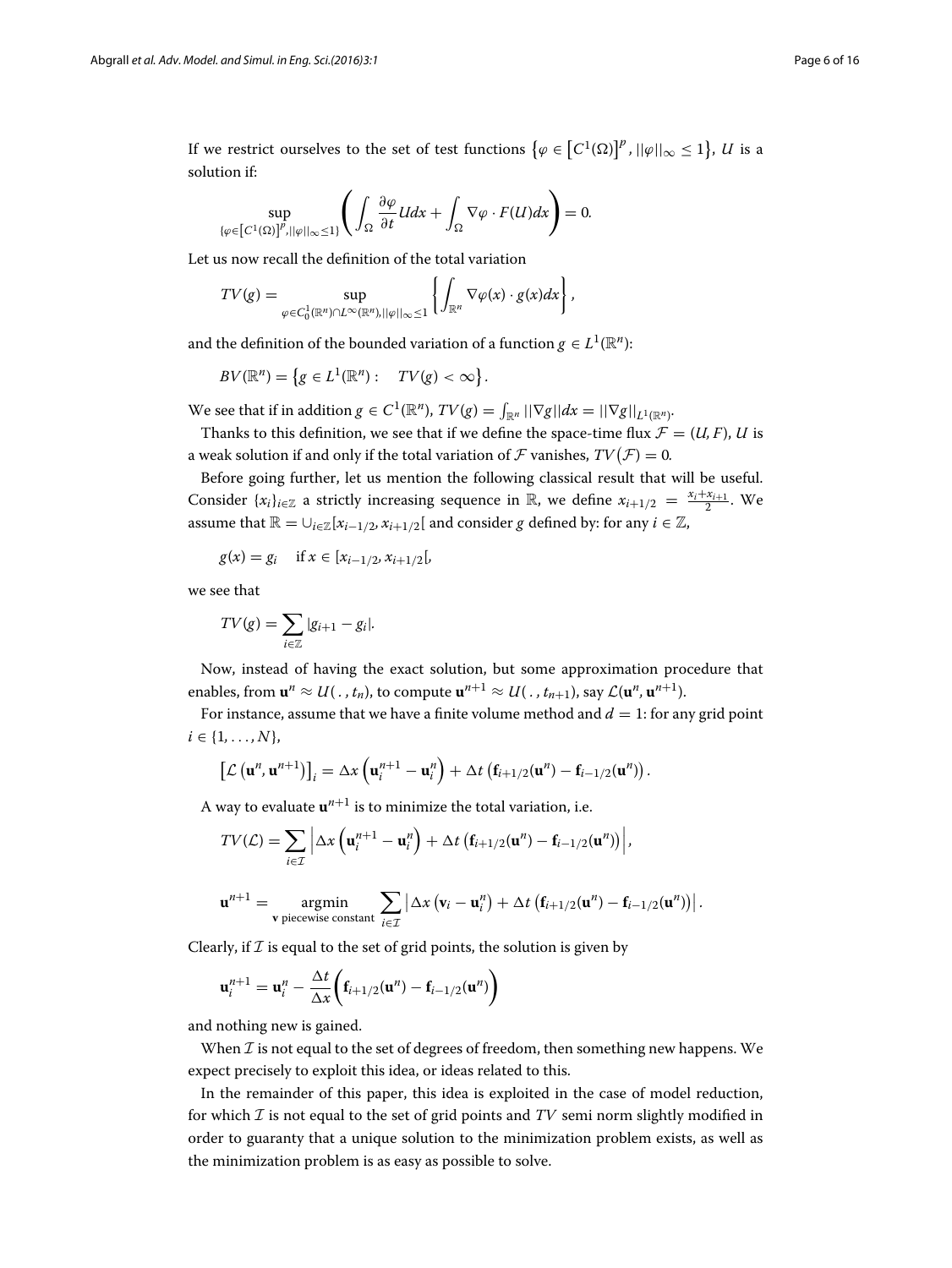If we restrict ourselves to the set of test functions $\{\varphi \in [C^1(\Omega)]^p, ||\varphi||_\infty \leq 1\}$, $U$ is a solution if:

$$\sup_{\{\varphi\in[C^1(\Omega)]^p, ||\varphi||_\infty\leq 1\}} \left( \int_\Omega \frac{\partial \varphi}{\partial t} U dx + \int_\Omega \nabla\varphi \cdot F(U) dx \right) = 0.$$

Let us now recall the definition of the total variation

$$TV(g) = \sup_{\varphi\in C_0^1(\mathbb{R}^n)\cap L^\infty(\mathbb{R}^n), ||\varphi||_\infty\leq 1} \left\{ \int_{\mathbb{R}^n} \nabla\varphi(x)\cdot g(x) dx \right\},$$

and the definition of the bounded variation of a function $g \in L^1(\mathbb{R}^n)$:

$$BV(\mathbb{R}^n) = \left\{ g \in L^1(\mathbb{R}^n) : \quad TV(g) < \infty \right\}.$$

We see that if in addition $g \in C^1(\mathbb{R}^n)$, $TV(g) = \int_{\mathbb{R}^n} ||\nabla g|| dx = ||\nabla g||_{L^1(\mathbb{R}^n)}$.

Thanks to this definition, we see that if we define the space-time flux $\mathcal{F} = (U, F)$, $U$ is a weak solution if and only if the total variation of $\mathcal{F}$ vanishes, $TV(\mathcal{F}) = 0$.

Before going further, let us mention the following classical result that will be useful. Consider $\{x_i\}_{i\in\mathbb{Z}}$ a strictly increasing sequence in $\mathbb{R}$, we define $x_{i+1/2} = \frac{x_i + x_{i+1}}{2}$. We assume that $\mathbb{R} = \cup_{i\in\mathbb{Z}}[x_{i-1/2}, x_{i+1/2}[$ and consider $g$ defined by: for any $i \in \mathbb{Z}$,

$$g(x) = g_i \quad \text{if } x \in [x_{i-1/2}, x_{i+1/2}[,$$

we see that

$$TV(g) = \sum_{i\in\mathbb{Z}} |g_{i+1} - g_i|.$$

Now, instead of having the exact solution, but some approximation procedure that enables, from $\mathbf{u}^n \approx U(\,.\,, t_n)$, to compute $\mathbf{u}^{n+1} \approx U(\,.\,, t_{n+1})$, say $\mathcal{L}(\mathbf{u}^n, \mathbf{u}^{n+1})$.

For instance, assume that we have a finite volume method and $d = 1$: for any grid point $i \in \{1, \ldots, N\}$,

$$\left[\mathcal{L}\left(\mathbf{u}^n, \mathbf{u}^{n+1}\right)\right]_i = \Delta x \left(\mathbf{u}_i^{n+1} - \mathbf{u}_i^n\right) + \Delta t \left(\mathbf{f}_{i+1/2}(\mathbf{u}^n) - \mathbf{f}_{i-1/2}(\mathbf{u}^n)\right).$$

A way to evaluate $\mathbf{u}^{n+1}$ is to minimize the total variation, i.e.

$$TV(\mathcal{L}) = \sum_{i\in\mathcal{I}} \left| \Delta x \left(\mathbf{u}_i^{n+1} - \mathbf{u}_i^n\right) + \Delta t \left(\mathbf{f}_{i+1/2}(\mathbf{u}^n) - \mathbf{f}_{i-1/2}(\mathbf{u}^n)\right) \right|,$$

$$\mathbf{u}^{n+1} = \underset{\mathbf{v} \text{ piecewise constant}}{\operatorname{argmin}} \sum_{i\in\mathcal{I}} \left| \Delta x \left(\mathbf{v}_i - \mathbf{u}_i^n\right) + \Delta t \left(\mathbf{f}_{i+1/2}(\mathbf{u}^n) - \mathbf{f}_{i-1/2}(\mathbf{u}^n)\right) \right|.$$

Clearly, if $\mathcal{I}$ is equal to the set of grid points, the solution is given by

$$\mathbf{u}_i^{n+1} = \mathbf{u}_i^n - \frac{\Delta t}{\Delta x}\left(\mathbf{f}_{i+1/2}(\mathbf{u}^n) - \mathbf{f}_{i-1/2}(\mathbf{u}^n)\right)$$

and nothing new is gained.

When $\mathcal{I}$ is not equal to the set of degrees of freedom, then something new happens. We expect precisely to exploit this idea, or ideas related to this.

In the remainder of this paper, this idea is exploited in the case of model reduction, for which $\mathcal{I}$ is not equal to the set of grid points and $TV$ semi norm slightly modified in order to guaranty that a unique solution to the minimization problem exists, as well as the minimization problem is as easy as possible to solve.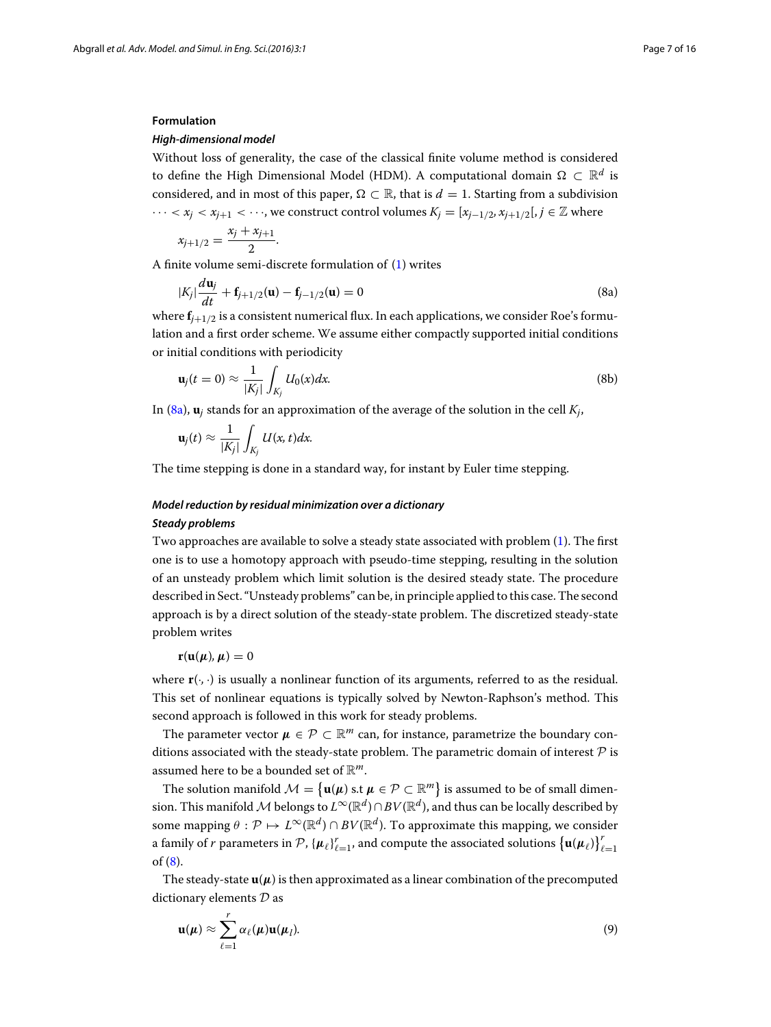### Formulation

#### *High-dimensional model*

Without loss of generality, the case of the classical finite volume method is considered to define the High Dimensional Model (HDM). A computational domain $\Omega \subset \mathbb{R}^d$ is considered, and in most of this paper, $\Omega \subset \mathbb{R}$, that is $d = 1$. Starting from a subdivision $\cdots < x_j < x_{j+1} < \cdots$, we construct control volumes $K_j = [x_{j-1/2}, x_{j+1/2}[, j \in \mathbb{Z}$ where

$$x_{j+1/2} = \frac{x_j + x_{j+1}}{2}.$$

A finite volume semi-discrete formulation of (1) writes

$$|K_j| \frac{d\mathbf{u}_j}{dt} + \mathbf{f}_{j+1/2}(\mathbf{u}) - \mathbf{f}_{j-1/2}(\mathbf{u}) = 0 \tag{8a}$$

where $\mathbf{f}_{j+1/2}$ is a consistent numerical flux. In each applications, we consider Roe's formulation and a first order scheme. We assume either compactly supported initial conditions or initial conditions with periodicity

$$\mathbf{u}_j(t=0) \approx \frac{1}{|K_j|} \int_{K_j} U_0(x) dx. \tag{8b}$$

In (8a), $\mathbf{u}_j$ stands for an approximation of the average of the solution in the cell $K_j$,

$$\mathbf{u}_j(t) \approx \frac{1}{|K_j|} \int_{K_j} U(x,t) dx.$$

The time stepping is done in a standard way, for instant by Euler time stepping.

#### *Model reduction by residual minimization over a dictionary*

#### *Steady problems*

Two approaches are available to solve a steady state associated with problem (1). The first one is to use a homotopy approach with pseudo-time stepping, resulting in the solution of an unsteady problem which limit solution is the desired steady state. The procedure described in Sect. "Unsteady problems" can be, in principle applied to this case. The second approach is by a direct solution of the steady-state problem. The discretized steady-state problem writes

$$\mathbf{r}(\mathbf{u}(\boldsymbol{\mu}), \boldsymbol{\mu}) = 0$$

where $\mathbf{r}(\cdot,\cdot)$ is usually a nonlinear function of its arguments, referred to as the residual. This set of nonlinear equations is typically solved by Newton-Raphson's method. This second approach is followed in this work for steady problems.

The parameter vector $\boldsymbol{\mu} \in \mathcal{P} \subset \mathbb{R}^m$ can, for instance, parametrize the boundary conditions associated with the steady-state problem. The parametric domain of interest $\mathcal{P}$ is assumed here to be a bounded set of $\mathbb{R}^m$.

The solution manifold $\mathcal{M} = \left\{\mathbf{u}(\boldsymbol{\mu}) \text{ s.t } \boldsymbol{\mu} \in \mathcal{P} \subset \mathbb{R}^m\right\}$ is assumed to be of small dimension. This manifold $\mathcal{M}$ belongs to $L^\infty(\mathbb{R}^d) \cap BV(\mathbb{R}^d)$, and thus can be locally described by some mapping $\theta : \mathcal{P} \mapsto L^\infty(\mathbb{R}^d) \cap BV(\mathbb{R}^d)$. To approximate this mapping, we consider a family of $r$ parameters in $\mathcal{P}$, $\{\boldsymbol{\mu}_\ell\}_{\ell=1}^r$, and compute the associated solutions $\left\{\mathbf{u}(\boldsymbol{\mu}_\ell)\right\}_{\ell=1}^r$ of (8).

The steady-state $\mathbf{u}(\boldsymbol{\mu})$ is then approximated as a linear combination of the precomputed dictionary elements $\mathcal{D}$ as

$$\mathbf{u}(\boldsymbol{\mu}) \approx \sum_{\ell=1}^{r} \alpha_\ell(\boldsymbol{\mu}) \mathbf{u}(\boldsymbol{\mu}_l). \tag{9}$$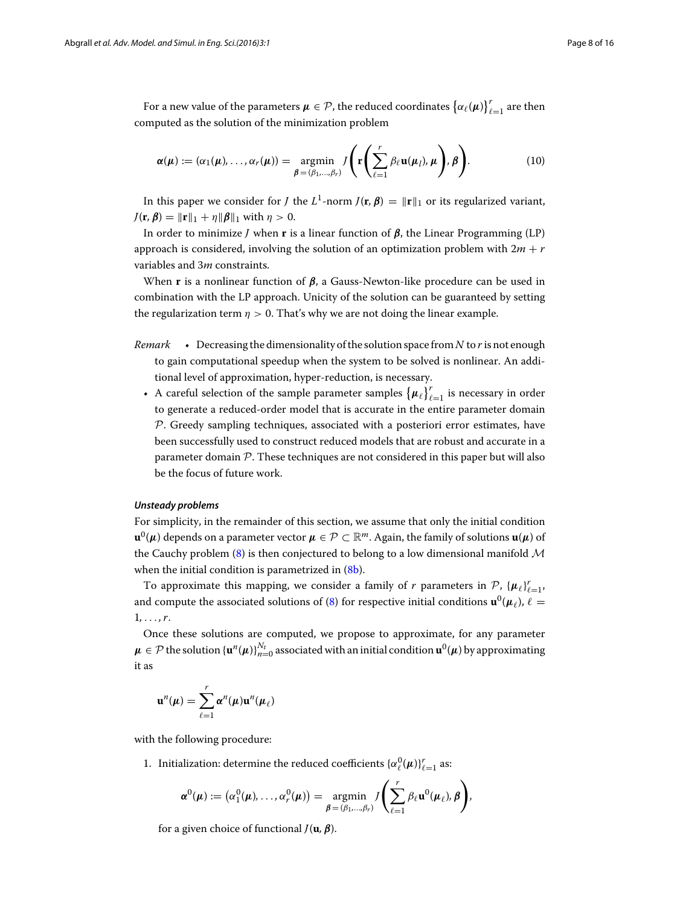For a new value of the parameters $\boldsymbol{\mu} \in \mathcal{P}$, the reduced coordinates $\{\alpha_\ell(\boldsymbol{\mu})\}_{\ell=1}^r$ are then computed as the solution of the minimization problem

$$\boldsymbol{\alpha}(\boldsymbol{\mu}) := (\alpha_1(\boldsymbol{\mu}), \ldots, \alpha_r(\boldsymbol{\mu})) = \underset{\boldsymbol{\beta}=(\beta_1,\ldots,\beta_r)}{\operatorname{argmin}} \; J\left(\mathbf{r}\left(\sum_{\ell=1}^{r} \beta_\ell \mathbf{u}(\boldsymbol{\mu}_l), \boldsymbol{\mu}\right), \boldsymbol{\beta}\right). \tag{10}$$

In this paper we consider for $J$ the $L^1$-norm $J(\mathbf{r}, \boldsymbol{\beta}) = \|\mathbf{r}\|_1$ or its regularized variant, $J(\mathbf{r}, \boldsymbol{\beta}) = \|\mathbf{r}\|_1 + \eta\|\boldsymbol{\beta}\|_1$ with $\eta > 0$.

In order to minimize $J$ when $\mathbf{r}$ is a linear function of $\boldsymbol{\beta}$, the Linear Programming (LP) approach is considered, involving the solution of an optimization problem with $2m + r$ variables and $3m$ constraints.

When $\mathbf{r}$ is a nonlinear function of $\boldsymbol{\beta}$, a Gauss-Newton-like procedure can be used in combination with the LP approach. Unicity of the solution can be guaranteed by setting the regularization term $\eta > 0$. That's why we are not doing the linear example.

*Remark*

- Decreasing the dimensionality of the solution space from $N$ to $r$ is not enough to gain computational speedup when the system to be solved is nonlinear. An additional level of approximation, hyper-reduction, is necessary.
- A careful selection of the sample parameter samples $\{\boldsymbol{\mu}_\ell\}_{\ell=1}^r$ is necessary in order to generate a reduced-order model that is accurate in the entire parameter domain $\mathcal{P}$. Greedy sampling techniques, associated with a posteriori error estimates, have been successfully used to construct reduced models that are robust and accurate in a parameter domain $\mathcal{P}$. These techniques are not considered in this paper but will also be the focus of future work.

#### *Unsteady problems*

For simplicity, in the remainder of this section, we assume that only the initial condition $\mathbf{u}^0(\boldsymbol{\mu})$ depends on a parameter vector $\boldsymbol{\mu} \in \mathcal{P} \subset \mathbb{R}^m$. Again, the family of solutions $\mathbf{u}(\boldsymbol{\mu})$ of the Cauchy problem (8) is then conjectured to belong to a low dimensional manifold $\mathcal{M}$ when the initial condition is parametrized in (8b).

To approximate this mapping, we consider a family of $r$ parameters in $\mathcal{P}$, $\{\boldsymbol{\mu}_\ell\}_{\ell=1}^r$, and compute the associated solutions of (8) for respective initial conditions $\mathbf{u}^0(\boldsymbol{\mu}_\ell)$, $\ell = 1, \ldots, r$.

Once these solutions are computed, we propose to approximate, for any parameter $\boldsymbol{\mu} \in \mathcal{P}$ the solution $\{\mathbf{u}^n(\boldsymbol{\mu})\}_{n=0}^{N_t}$ associated with an initial condition $\mathbf{u}^0(\boldsymbol{\mu})$ by approximating it as

$$\mathbf{u}^n(\boldsymbol{\mu}) = \sum_{\ell=1}^{r} \boldsymbol{\alpha}^n(\boldsymbol{\mu})\mathbf{u}^n(\boldsymbol{\mu}_\ell)$$

with the following procedure:

1. Initialization: determine the reduced coefficients $\{\alpha_\ell^0(\boldsymbol{\mu})\}_{\ell=1}^r$ as:

$$\boldsymbol{\alpha}^0(\boldsymbol{\mu}) := \left(\alpha_1^0(\boldsymbol{\mu}), \ldots, \alpha_r^0(\boldsymbol{\mu})\right) = \underset{\boldsymbol{\beta}=(\beta_1,\ldots,\beta_r)}{\operatorname{argmin}} \; J\left(\sum_{\ell=1}^{r} \beta_\ell \mathbf{u}^0(\boldsymbol{\mu}_\ell), \boldsymbol{\beta}\right),$$

   for a given choice of functional $J(\mathbf{u}, \boldsymbol{\beta})$.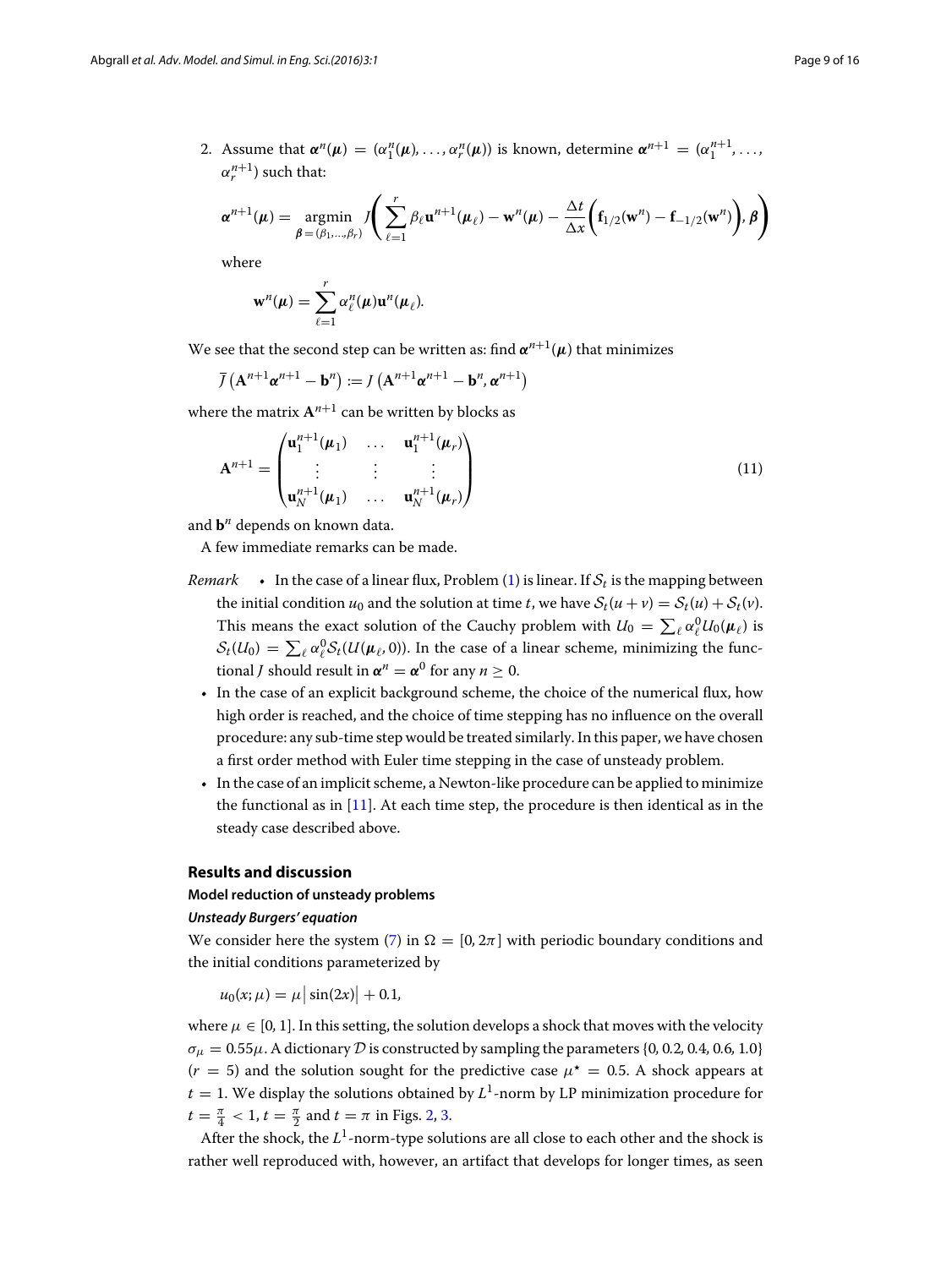2. Assume that $\boldsymbol{\alpha}^n(\boldsymbol{\mu}) = (\alpha_1^n(\boldsymbol{\mu}), \dots, \alpha_r^n(\boldsymbol{\mu}))$ is known, determine $\boldsymbol{\alpha}^{n+1} = (\alpha_1^{n+1}, \dots, \alpha_r^{n+1})$ such that:

$$\boldsymbol{\alpha}^{n+1}(\boldsymbol{\mu}) = \underset{\boldsymbol{\beta}=(\beta_1,\dots,\beta_r)}{\operatorname{argmin}} J\left( \sum_{\ell=1}^{r} \beta_\ell \mathbf{u}^{n+1}(\boldsymbol{\mu}_\ell) - \mathbf{w}^n(\boldsymbol{\mu}) - \frac{\Delta t}{\Delta x}\left( \mathbf{f}_{1/2}(\mathbf{w}^n) - \mathbf{f}_{-1/2}(\mathbf{w}^n) \right), \boldsymbol{\beta} \right)$$

where

$$\mathbf{w}^n(\boldsymbol{\mu}) = \sum_{\ell=1}^{r} \alpha_\ell^n(\boldsymbol{\mu}) \mathbf{u}^n(\boldsymbol{\mu}_\ell).$$

We see that the second step can be written as: find $\boldsymbol{\alpha}^{n+1}(\boldsymbol{\mu})$ that minimizes

$$\bar{J}\left(\mathbf{A}^{n+1}\boldsymbol{\alpha}^{n+1} - \mathbf{b}^n\right) := J\left(\mathbf{A}^{n+1}\boldsymbol{\alpha}^{n+1} - \mathbf{b}^n, \boldsymbol{\alpha}^{n+1}\right)$$

where the matrix $\mathbf{A}^{n+1}$ can be written by blocks as

$$\mathbf{A}^{n+1} = \begin{pmatrix} \mathbf{u}_1^{n+1}(\boldsymbol{\mu}_1) & \dots & \mathbf{u}_1^{n+1}(\boldsymbol{\mu}_r) \\ \vdots & \vdots & \vdots \\ \mathbf{u}_N^{n+1}(\boldsymbol{\mu}_1) & \dots & \mathbf{u}_N^{n+1}(\boldsymbol{\mu}_r) \end{pmatrix} \tag{11}$$

and $\mathbf{b}^n$ depends on known data.

A few immediate remarks can be made.

*Remark*

- In the case of a linear flux, Problem (1) is linear. If $\mathcal{S}_t$ is the mapping between the initial condition $u_0$ and the solution at time $t$, we have $\mathcal{S}_t(u+v) = \mathcal{S}_t(u) + \mathcal{S}_t(v)$. This means the exact solution of the Cauchy problem with $U_0 = \sum_\ell \alpha_\ell^0 U_0(\boldsymbol{\mu}_\ell)$ is $\mathcal{S}_t(U_0) = \sum_\ell \alpha_\ell^0 \mathcal{S}_t(U(\boldsymbol{\mu}_\ell, 0))$. In the case of a linear scheme, minimizing the functional $J$ should result in $\boldsymbol{\alpha}^n = \boldsymbol{\alpha}^0$ for any $n \geq 0$.
- In the case of an explicit background scheme, the choice of the numerical flux, how high order is reached, and the choice of time stepping has no influence on the overall procedure: any sub-time step would be treated similarly. In this paper, we have chosen a first order method with Euler time stepping in the case of unsteady problem.
- In the case of an implicit scheme, a Newton-like procedure can be applied to minimize the functional as in [11]. At each time step, the procedure is then identical as in the steady case described above.

## Results and discussion

### Model reduction of unsteady problems

#### *Unsteady Burgers' equation*

We consider here the system (7) in $\Omega = [0, 2\pi]$ with periodic boundary conditions and the initial conditions parameterized by

$$u_0(x; \mu) = \mu\left|\sin(2x)\right| + 0.1,$$

where $\mu \in [0, 1]$. In this setting, the solution develops a shock that moves with the velocity $\sigma_\mu = 0.55\mu$. A dictionary $\mathcal{D}$ is constructed by sampling the parameters $\{0, 0.2, 0.4, 0.6, 1.0\}$ ($r = 5$) and the solution sought for the predictive case $\mu^\star = 0.5$. A shock appears at $t = 1$. We display the solutions obtained by $L^1$-norm by LP minimization procedure for $t = \frac{\pi}{4} < 1$, $t = \frac{\pi}{2}$ and $t = \pi$ in Figs. 2, 3.

After the shock, the $L^1$-norm-type solutions are all close to each other and the shock is rather well reproduced with, however, an artifact that develops for longer times, as seen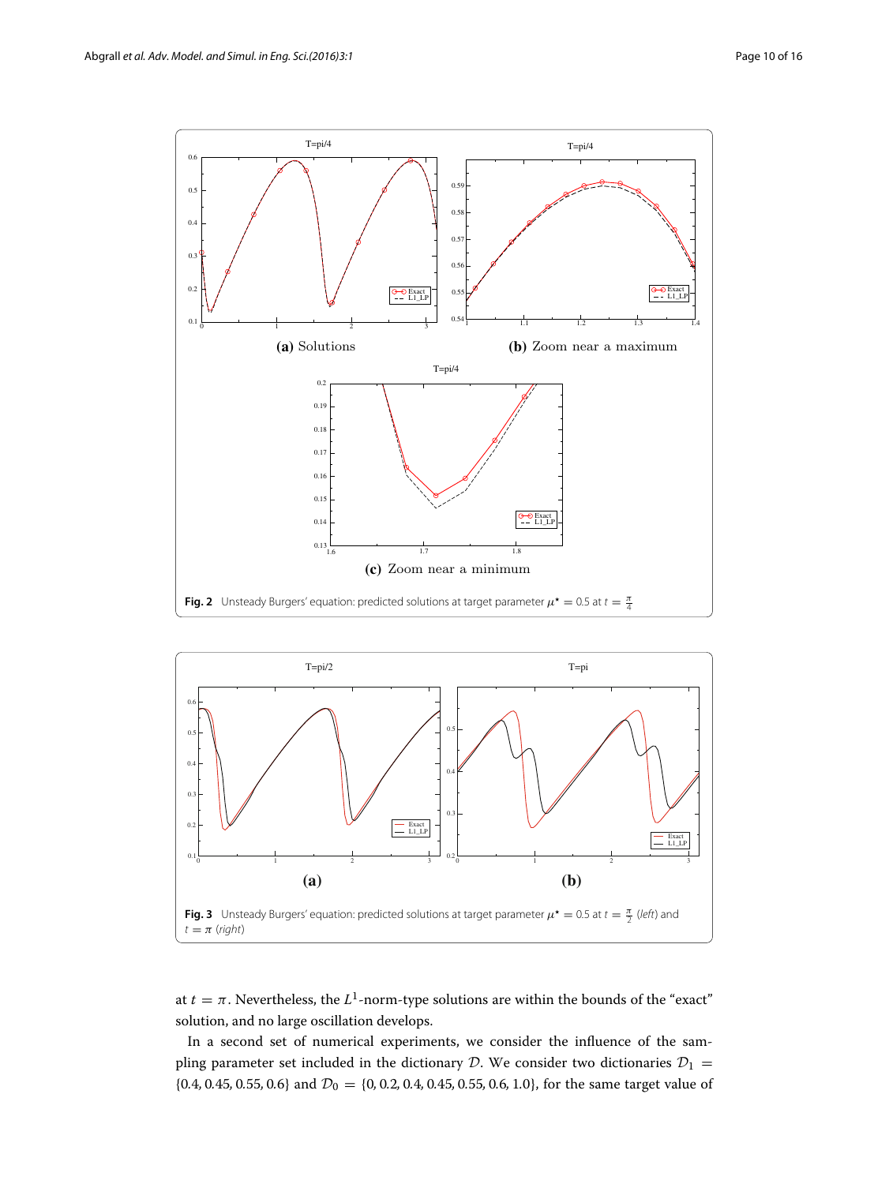**(a)** Solutions

**(b)** Zoom near a maximum

**(c)** Zoom near a minimum

**Fig. 2** Unsteady Burgers' equation: predicted solutions at target parameter $\mu^{\star} = 0.5$ at $t = \frac{\pi}{4}$

**(a)**

**(b)**

**Fig. 3** Unsteady Burgers' equation: predicted solutions at target parameter $\mu^{\star} = 0.5$ at $t = \frac{\pi}{2}$ (*left*) and $t = \pi$ (*right*)

at $t = \pi$. Nevertheless, the $L^1$-norm-type solutions are within the bounds of the "exact" solution, and no large oscillation develops.

In a second set of numerical experiments, we consider the influence of the sampling parameter set included in the dictionary $\mathcal{D}$. We consider two dictionaries $\mathcal{D}_1 = \{0.4, 0.45, 0.55, 0.6\}$ and $\mathcal{D}_0 = \{0, 0.2, 0.4, 0.45, 0.55, 0.6, 1.0\}$, for the same target value of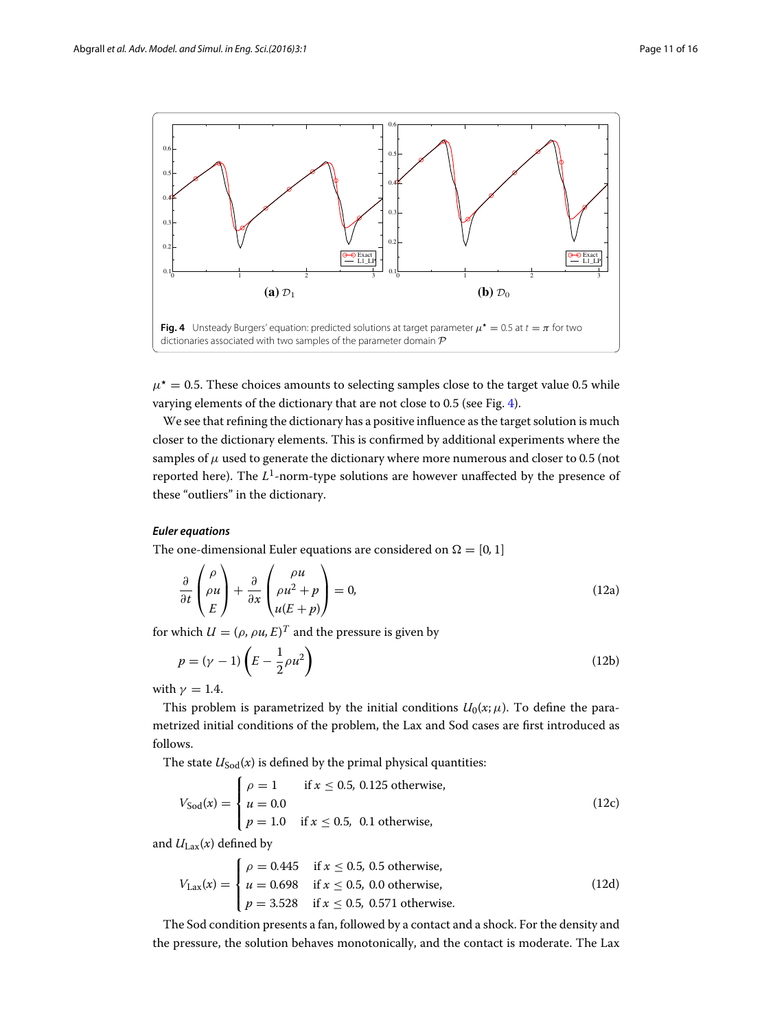**Fig. 4** Unsteady Burgers' equation: predicted solutions at target parameter $\mu^\star = 0.5$ at $t = \pi$ for two dictionaries associated with two samples of the parameter domain $\mathcal{P}$

(a) $\mathcal{D}_1$ (b) $\mathcal{D}_0$

$\mu^\star = 0.5$. These choices amounts to selecting samples close to the target value 0.5 while varying elements of the dictionary that are not close to 0.5 (see Fig. 4).

We see that refining the dictionary has a positive influence as the target solution is much closer to the dictionary elements. This is confirmed by additional experiments where the samples of $\mu$ used to generate the dictionary where more numerous and closer to 0.5 (not reported here). The $L^1$-norm-type solutions are however unaffected by the presence of these "outliers" in the dictionary.

***Euler equations***

The one-dimensional Euler equations are considered on $\Omega = [0, 1]$

$$\frac{\partial}{\partial t}\begin{pmatrix}\rho \\ \rho u \\ E\end{pmatrix} + \frac{\partial}{\partial x}\begin{pmatrix}\rho u \\ \rho u^2 + p \\ u(E+p)\end{pmatrix} = 0, \tag{12a}$$

for which $U = (\rho, \rho u, E)^T$ and the pressure is given by

$$p = (\gamma - 1)\left(E - \frac{1}{2}\rho u^2\right) \tag{12b}$$

with $\gamma = 1.4$.

This problem is parametrized by the initial conditions $U_0(x; \mu)$. To define the parametrized initial conditions of the problem, the Lax and Sod cases are first introduced as follows.

The state $U_{\text{Sod}}(x)$ is defined by the primal physical quantities:

$$V_{\text{Sod}}(x) = \begin{cases} \rho = 1 & \text{if } x \leq 0.5, \ 0.125 \text{ otherwise}, \\ u = 0.0 & \\ p = 1.0 & \text{if } x \leq 0.5, \ 0.1 \text{ otherwise}, \end{cases} \tag{12c}$$

and $U_{\text{Lax}}(x)$ defined by

$$V_{\text{Lax}}(x) = \begin{cases} \rho = 0.445 & \text{if } x \leq 0.5, \ 0.5 \text{ otherwise}, \\ u = 0.698 & \text{if } x \leq 0.5, \ 0.0 \text{ otherwise}, \\ p = 3.528 & \text{if } x \leq 0.5, \ 0.571 \text{ otherwise}. \end{cases} \tag{12d}$$

The Sod condition presents a fan, followed by a contact and a shock. For the density and the pressure, the solution behaves monotonically, and the contact is moderate. The Lax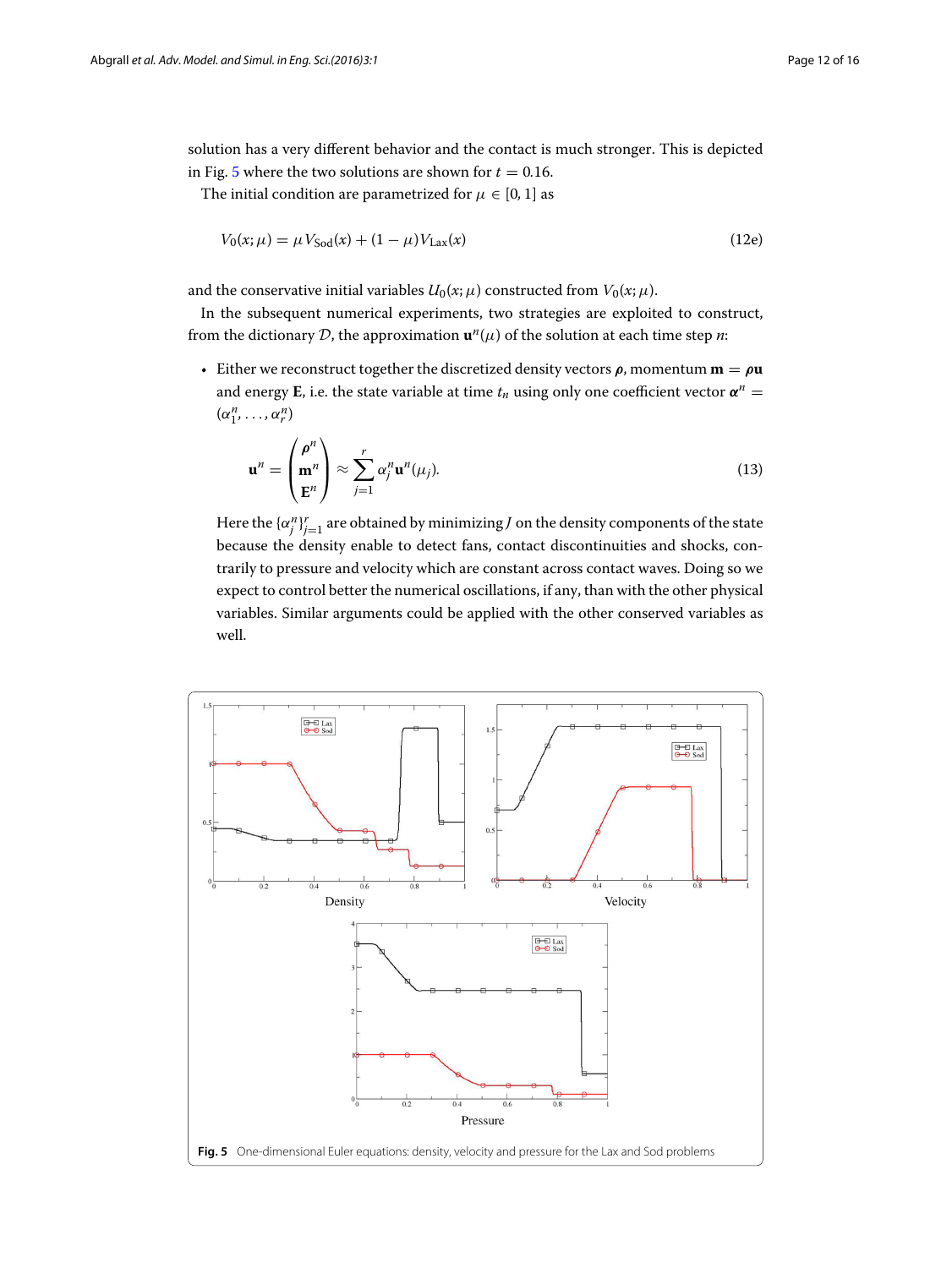solution has a very different behavior and the contact is much stronger. This is depicted in Fig. 5 where the two solutions are shown for $t = 0.16$.

The initial condition are parametrized for $\mu \in [0, 1]$ as

$$V_0(x;\mu) = \mu V_{\text{Sod}}(x) + (1-\mu)V_{\text{Lax}}(x) \tag{12e}$$

and the conservative initial variables $U_0(x;\mu)$ constructed from $V_0(x;\mu)$.

In the subsequent numerical experiments, two strategies are exploited to construct, from the dictionary $\mathcal{D}$, the approximation $\mathbf{u}^n(\mu)$ of the solution at each time step $n$:

- Either we reconstruct together the discretized density vectors $\boldsymbol{\rho}$, momentum $\mathbf{m} = \boldsymbol{\rho}\mathbf{u}$ and energy $\mathbf{E}$, i.e. the state variable at time $t_n$ using only one coefficient vector $\boldsymbol{\alpha}^n = (\alpha_1^n, \ldots, \alpha_r^n)$

$$\mathbf{u}^n = \begin{pmatrix} \boldsymbol{\rho}^n \\ \mathbf{m}^n \\ \mathbf{E}^n \end{pmatrix} \approx \sum_{j=1}^{r} \alpha_j^n \mathbf{u}^n(\mu_j). \tag{13}$$

  Here the $\{\alpha_j^n\}_{j=1}^r$ are obtained by minimizing $J$ on the density components of the state because the density enable to detect fans, contact discontinuities and shocks, contrarily to pressure and velocity which are constant across contact waves. Doing so we expect to control better the numerical oscillations, if any, than with the other physical variables. Similar arguments could be applied with the other conserved variables as well.

**Fig. 5** One-dimensional Euler equations: density, velocity and pressure for the Lax and Sod problems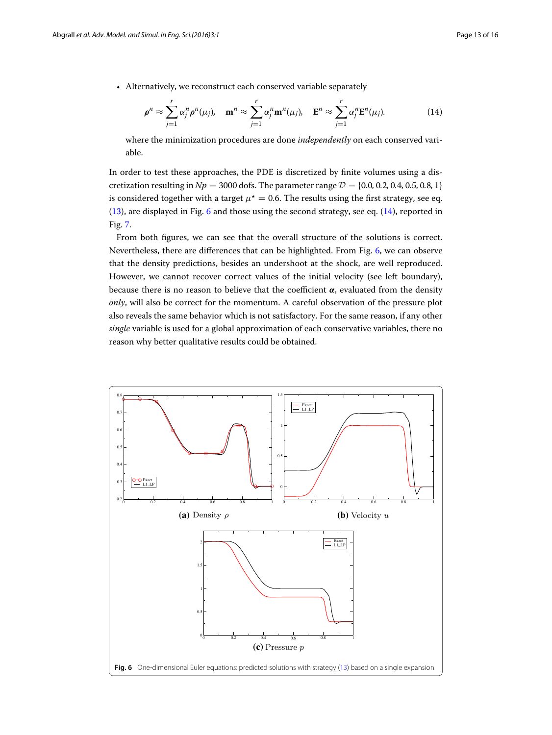- Alternatively, we reconstruct each conserved variable separately

$$\boldsymbol{\rho}^n \approx \sum_{j=1}^{r} \alpha_j^n \boldsymbol{\rho}^n(\mu_j), \quad \mathbf{m}^n \approx \sum_{j=1}^{r} \alpha_j^n \mathbf{m}^n(\mu_j), \quad \mathbf{E}^n \approx \sum_{j=1}^{r} \alpha_j^n \mathbf{E}^n(\mu_j). \tag{14}$$

where the minimization procedures are done *independently* on each conserved variable.

In order to test these approaches, the PDE is discretized by finite volumes using a discretization resulting in $Np = 3000$ dofs. The parameter range $\mathcal{D} = \{0.0, 0.2, 0.4, 0.5, 0.8, 1\}$ is considered together with a target $\mu^\star = 0.6$. The results using the first strategy, see eq. (13), are displayed in Fig. 6 and those using the second strategy, see eq. (14), reported in Fig. 7.

From both figures, we can see that the overall structure of the solutions is correct. Nevertheless, there are differences that can be highlighted. From Fig. 6, we can observe that the density predictions, besides an undershoot at the shock, are well reproduced. However, we cannot recover correct values of the initial velocity (see left boundary), because there is no reason to believe that the coefficient $\boldsymbol{\alpha}$, evaluated from the density *only*, will also be correct for the momentum. A careful observation of the pressure plot also reveals the same behavior which is not satisfactory. For the same reason, if any other *single* variable is used for a global approximation of each conservative variables, there no reason why better qualitative results could be obtained.

**(a)** Density $\rho$ **(b)** Velocity $u$

**(c)** Pressure $p$

**Fig. 6** One-dimensional Euler equations: predicted solutions with strategy (13) based on a single expansion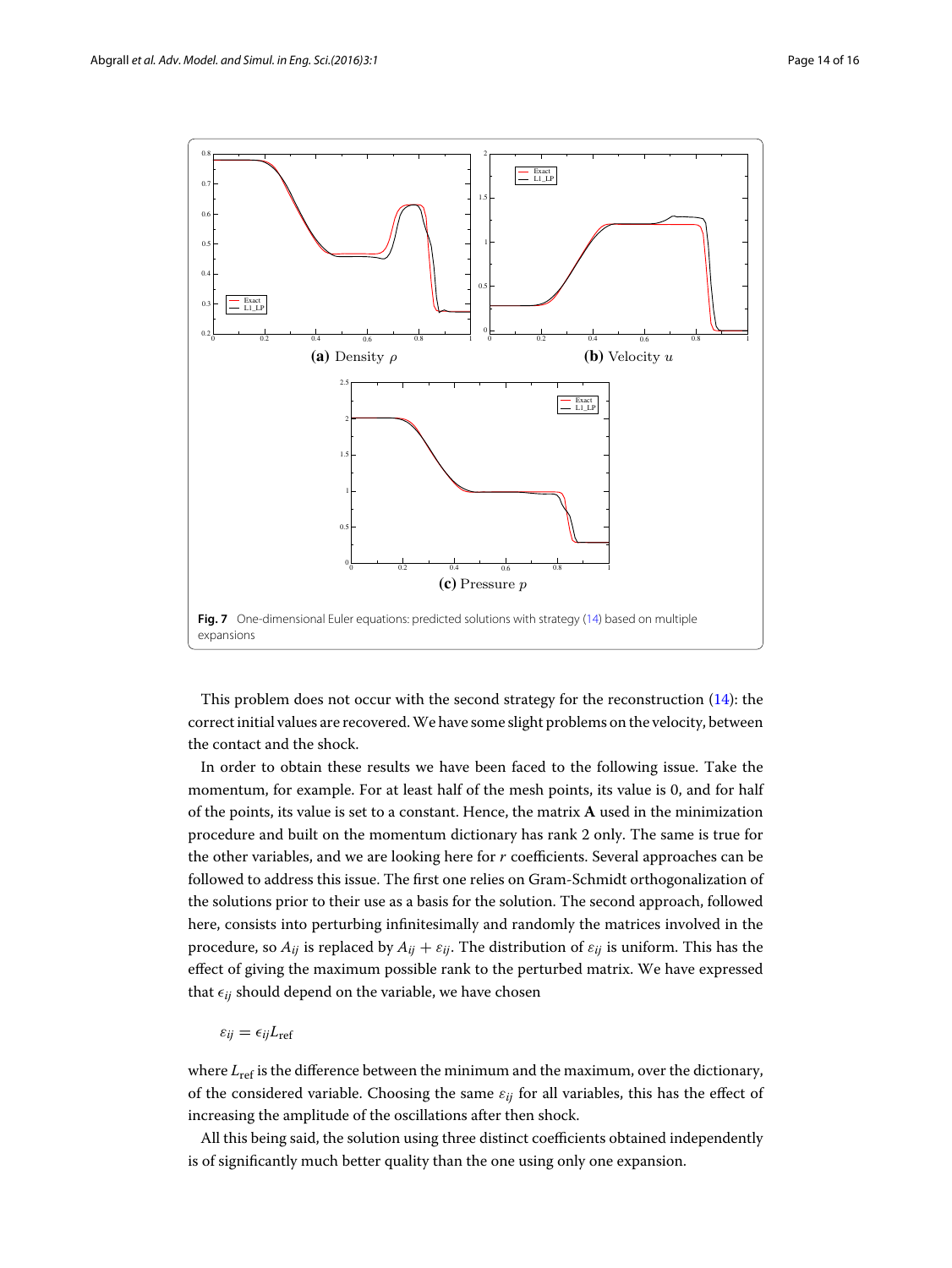**Fig. 7** One-dimensional Euler equations: predicted solutions with strategy (14) based on multiple expansions

This problem does not occur with the second strategy for the reconstruction (14): the correct initial values are recovered. We have some slight problems on the velocity, between the contact and the shock.

In order to obtain these results we have been faced to the following issue. Take the momentum, for example. For at least half of the mesh points, its value is 0, and for half of the points, its value is set to a constant. Hence, the matrix $\mathbf{A}$ used in the minimization procedure and built on the momentum dictionary has rank 2 only. The same is true for the other variables, and we are looking here for $r$ coefficients. Several approaches can be followed to address this issue. The first one relies on Gram-Schmidt orthogonalization of the solutions prior to their use as a basis for the solution. The second approach, followed here, consists into perturbing infinitesimally and randomly the matrices involved in the procedure, so $A_{ij}$ is replaced by $A_{ij} + \varepsilon_{ij}$. The distribution of $\varepsilon_{ij}$ is uniform. This has the effect of giving the maximum possible rank to the perturbed matrix. We have expressed that $\epsilon_{ij}$ should depend on the variable, we have chosen

$$\varepsilon_{ij} = \epsilon_{ij} L_{\text{ref}}$$

where $L_{\text{ref}}$ is the difference between the minimum and the maximum, over the dictionary, of the considered variable. Choosing the same $\varepsilon_{ij}$ for all variables, this has the effect of increasing the amplitude of the oscillations after then shock.

All this being said, the solution using three distinct coefficients obtained independently is of significantly much better quality than the one using only one expansion.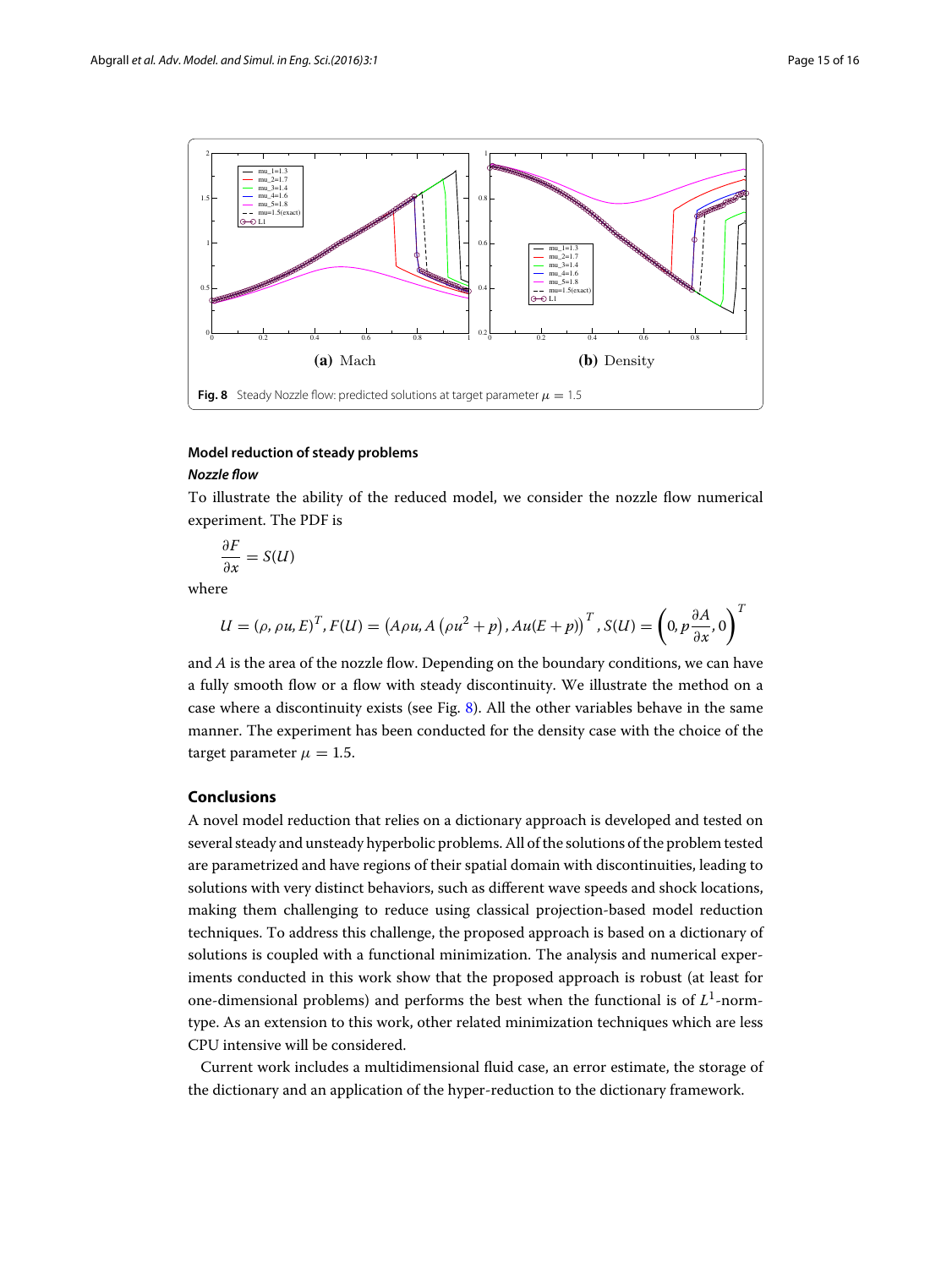**(a)** Mach

**(b)** Density

**Fig. 8** Steady Nozzle flow: predicted solutions at target parameter $\mu = 1.5$

### Model reduction of steady problems

#### *Nozzle flow*

To illustrate the ability of the reduced model, we consider the nozzle flow numerical experiment. The PDF is

$$\frac{\partial F}{\partial x} = S(U)$$

where

$$U = (\rho, \rho u, E)^T, F(U) = \left(A\rho u, A\left(\rho u^2 + p\right), Au(E+p)\right)^T, S(U) = \left(0, p\frac{\partial A}{\partial x}, 0\right)^T$$

and $A$ is the area of the nozzle flow. Depending on the boundary conditions, we can have a fully smooth flow or a flow with steady discontinuity. We illustrate the method on a case where a discontinuity exists (see Fig. 8). All the other variables behave in the same manner. The experiment has been conducted for the density case with the choice of the target parameter $\mu = 1.5$.

## Conclusions

A novel model reduction that relies on a dictionary approach is developed and tested on several steady and unsteady hyperbolic problems. All of the solutions of the problem tested are parametrized and have regions of their spatial domain with discontinuities, leading to solutions with very distinct behaviors, such as different wave speeds and shock locations, making them challenging to reduce using classical projection-based model reduction techniques. To address this challenge, the proposed approach is based on a dictionary of solutions is coupled with a functional minimization. The analysis and numerical experiments conducted in this work show that the proposed approach is robust (at least for one-dimensional problems) and performs the best when the functional is of $L^1$-norm-type. As an extension to this work, other related minimization techniques which are less CPU intensive will be considered.

Current work includes a multidimensional fluid case, an error estimate, the storage of the dictionary and an application of the hyper-reduction to the dictionary framework.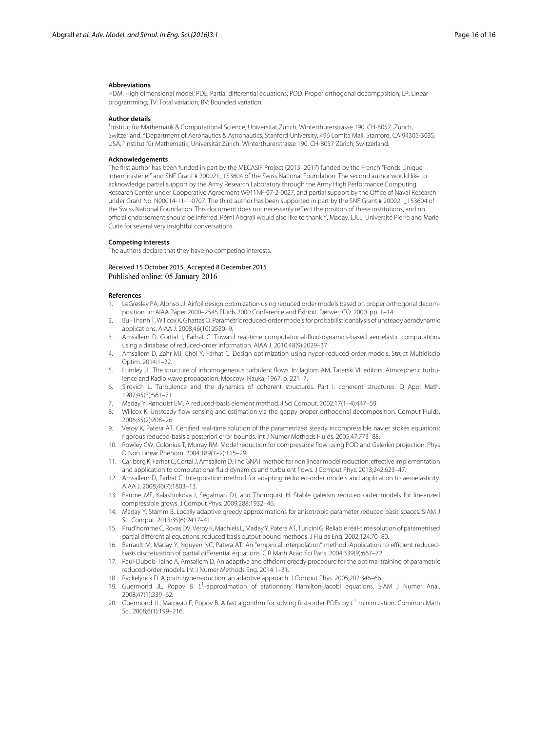### Abbreviations

HDM: High dimensional model; PDE: Partial differential equations; POD: Proper orthogonal decomposition; LP: Linear programming; TV: Total variation; BV: Bounded variation.

### Author details

[1] Institut für Mathematik & Computational Science, Universität Zürich, Winterthurerstrasse 190, CH-8057 Zürich, Switzerland, [2] Department of Aeronautics & Astronautics, Stanford University, 496 Lomita Mall, Stanford, CA 94305-3035, USA, [3] Institut für Mathematik, Universität Zürich, Winterthurerstrasse 190, CH-8057 Zürich, Switzerland.

### Acknowledgements

The first author has been funded in part by the MECASIF Project (2013–2017) funded by the French "Fonds Unique Interministériel" and SNF Grant # 200021_153604 of the Swiss National Foundation. The second author would like to acknowledge partial support by the Army Research Laboratory through the Army High Performance Computing Research Center under Cooperative Agreement W911NF-07-2-0027, and partial support by the Office of Naval Research under Grant No. N00014-11-1-0707. The third author has been supported in part by the SNF Grant # 200021_153604 of the Swiss National Foundation. This document does not necessarily reflect the position of these institutions, and no official endorsement should be inferred. Rémi Abgrall would also like to thank Y. Maday, LJLL, Université Pierre and Marie Curie for several very insightful conversations.

### Competing interests

The authors declare that they have no competing interests.

Received 15 October 2015 Accepted 8 December 2015
Published online: 05 January 2016

### References

1. LeGresley PA, Alonso JJ. Airfoil design optimization using reduced order models based on proper orthogonal decomposition. In: AIAA Paper 2000–2545 Fluids 2000 Conference and Exhibit, Denver, CO. 2000. pp. 1–14.
2. Bui-Thanh T, Willcox K, Ghattas O. Parametric reduced-order models for probabilistic analysis of unsteady aerodynamic applications. AIAA J. 2008;46(10):2520–9.
3. Amsallem D, Cortial J, Farhat C. Toward real-time computational-fluid-dynamics-based aeroelastic computations using a database of reduced-order information. AIAA J. 2010;48(9):2029–37.
4. Amsallem D, Zahr MJ, Choi Y, Farhat C. Design optimization using hyper-reduced-order models. Struct Multidiscip Optim. 2014:1–22.
5. Lumley JL. The structure of inhomogeneous turbulent flows. In: Iaglom AM, Tatarski VI, editors. Atmospheric turbulence and Radio wave propagation. Moscow: Nauka; 1967. p. 221–7.
6. Sirovich L. Turbulence and the dynamics of coherent structures. Part I: coherent structures. Q Appl Math. 1987;45(3):561–71.
7. Maday Y, Rønquist EM. A reduced-basis element method. J Sci Comput. 2002;17(1–4):447–59.
8. Willcox K. Unsteady flow sensing and estimation via the gappy proper orthogonal decomposition. Comput Fluids. 2006;35(2):208–26.
9. Veroy K, Patera AT. Certified real-time solution of the parametrized steady incompressible navier stokes equations: rigorous reduced-basis a posteriori error bounds. Int J Numer Methods Fluids. 2005;47:773–88.
10. Rowley CW, Colonius T, Murray RM. Model reduction for compressible flow using POD and Galerkin projection. Phys D Non Linear Phenom. 2004;189(1–2):115–29.
11. Carlberg K, Farhat C, Cortal J, Amsallem D. The GNAT method for non linear model reduction: effective implementation and application to computational fluid dynamics and turbulent flows. J Comput Phys. 2013;242:623–47.
12. Amsallem D, Farhat C. Interpolation method for adapting reduced-order models and application to aeroelasticity. AIAA J. 2008;46(7):1803–13.
13. Barone MF, Kalashnikova I, Segalman DJ, and Thornquist H. Stable galerkin reduced order models for linearized compressible gfows. J Comput Phys. 2009;288:1932–46.
14. Maday Y, Stamm B. Locally adaptive greedy approximations for anisotropic parameter reduced basis spaces. SIAM J Sci Comput. 2013;35(6):2417–41.
15. Prud'homme C, Rovas DV, Veroy K, Machiels L, Maday Y, Patera AT, Turicini G. Reliable real-time solution of parametrised partial differential equations: reduced basis output bound methods. J Fluids Eng. 2002;124:70–80.
16. Barrault M, Maday Y, Nguyen NC, Patera AT. An "empirical interpolation" method: Application to efficient reduced-basis discretization of partial differential equations. C R Math Acad Sci Paris. 2004;339(9):667–72.
17. Paul-Dubois-Taine A, Amsallem D. An adaptive and efficient greedy procedure for the optimal training of parametric reduced-order models. Int J Numer Methods Eng. 2014:1–31.
18. Ryckelynck D. A priori hyperreduction: an adaptive approach. J Comput Phys. 2005;202:346–66.
19. Guermond JL, Popov B. $L^1$-approximation of stationnary Hamilton-Jacobi equations. SIAM J Numer Anal. 2008;47(1):339–62.
20. Guermond JL, Marpeau F, Popov B. A fast algorithm for solving first-order PDEs by $L^1$ minimization. Commun Math Sci. 2008;6(1):199–216.